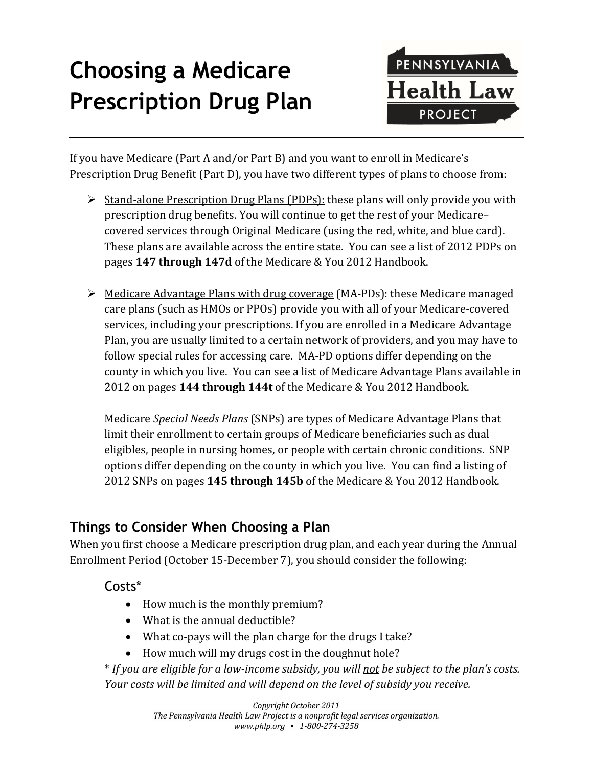# Choosing a Medicare Prescription Drug Plan

PENNSYLVANIA Health Law PROJECT

If you have Medicare (Part A and/or Part B) and you want to enroll in Medicare's Prescription Drug Benefit (Part D), you have two different types of plans to choose from:

- Stand-alone Prescription Drug Plans (PDPs): these plans will only provide you with prescription drug benefits. You will continue to get the rest of your Medicare–covered services through Original Medicare (using the red, white, and blue card). These plans are available across the entire state. You can see a list of 2012 PDPs on pages **147 through 147d** of the Medicare & You 2012 Handbook.

- Medicare Advantage Plans with drug coverage (MA-PDs): these Medicare managed care plans (such as HMOs or PPOs) provide you with all of your Medicare-covered services, including your prescriptions. If you are enrolled in a Medicare Advantage Plan, you are usually limited to a certain network of providers, and you may have to follow special rules for accessing care. MA-PD options differ depending on the county in which you live. You can see a list of Medicare Advantage Plans available in 2012 on pages **144 through 144t** of the Medicare & You 2012 Handbook.

  Medicare *Special Needs Plans* (SNPs) are types of Medicare Advantage Plans that limit their enrollment to certain groups of Medicare beneficiaries such as dual eligibles, people in nursing homes, or people with certain chronic conditions. SNP options differ depending on the county in which you live. You can find a listing of 2012 SNPs on pages **145 through 145b** of the Medicare & You 2012 Handbook.

## Things to Consider When Choosing a Plan

When you first choose a Medicare prescription drug plan, and each year during the Annual Enrollment Period (October 15-December 7), you should consider the following:

### Costs*

- How much is the monthly premium?
- What is the annual deductible?
- What co-pays will the plan charge for the drugs I take?
- How much will my drugs cost in the doughnut hole?

* *If you are eligible for a low-income subsidy, you will not be subject to the plan's costs. Your costs will be limited and will depend on the level of subsidy you receive.*

*Copyright October 2011*
*The Pennsylvania Health Law Project is a nonprofit legal services organization.*
*www.phlp.org ▪ 1-800-274-3258*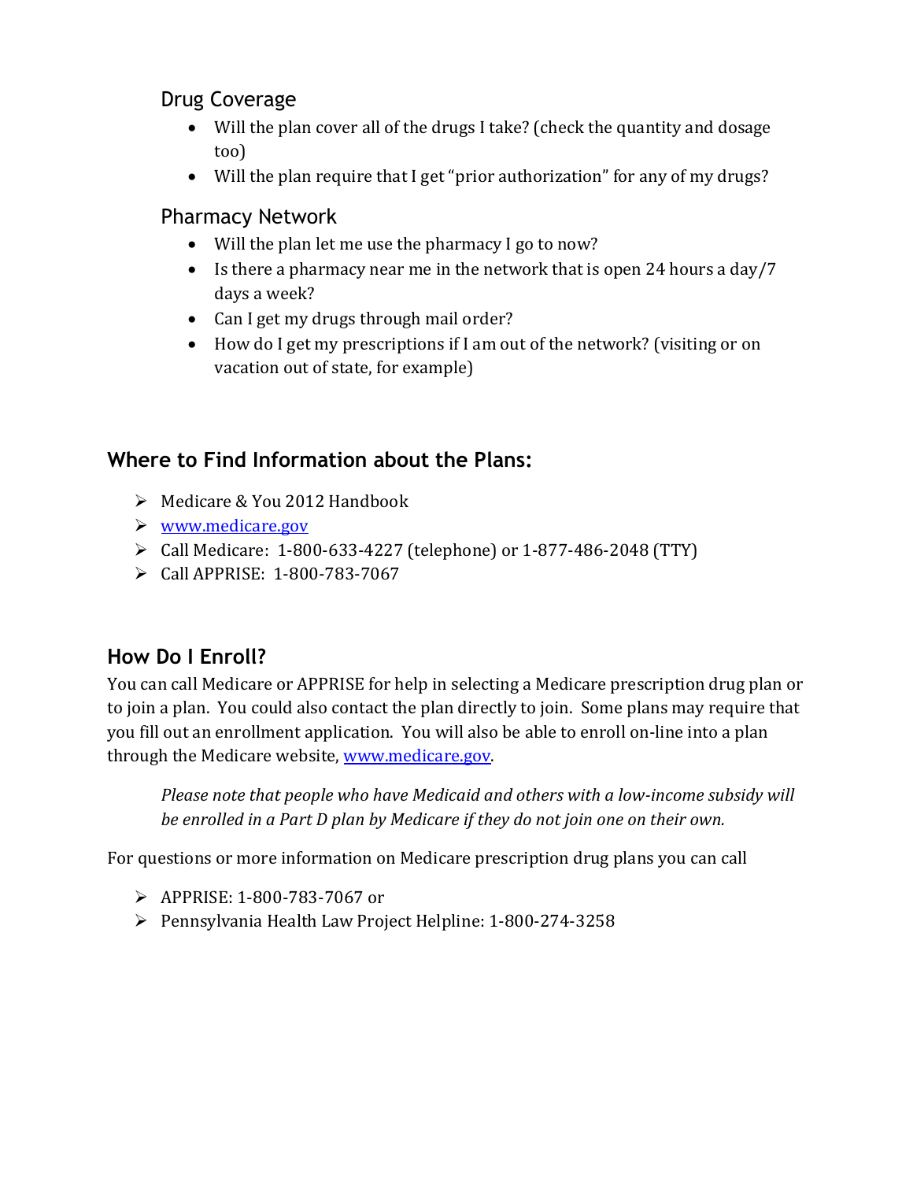### Drug Coverage

- Will the plan cover all of the drugs I take? (check the quantity and dosage too)
- Will the plan require that I get "prior authorization" for any of my drugs?

### Pharmacy Network

- Will the plan let me use the pharmacy I go to now?
- Is there a pharmacy near me in the network that is open 24 hours a day/7 days a week?
- Can I get my drugs through mail order?
- How do I get my prescriptions if I am out of the network? (visiting or on vacation out of state, for example)

## Where to Find Information about the Plans:

- Medicare & You 2012 Handbook
- www.medicare.gov
- Call Medicare: 1-800-633-4227 (telephone) or 1-877-486-2048 (TTY)
- Call APPRISE: 1-800-783-7067

## How Do I Enroll?

You can call Medicare or APPRISE for help in selecting a Medicare prescription drug plan or to join a plan. You could also contact the plan directly to join. Some plans may require that you fill out an enrollment application. You will also be able to enroll on-line into a plan through the Medicare website, www.medicare.gov.

*Please note that people who have Medicaid and others with a low-income subsidy will be enrolled in a Part D plan by Medicare if they do not join one on their own.*

For questions or more information on Medicare prescription drug plans you can call

- APPRISE: 1-800-783-7067 or
- Pennsylvania Health Law Project Helpline: 1-800-274-3258